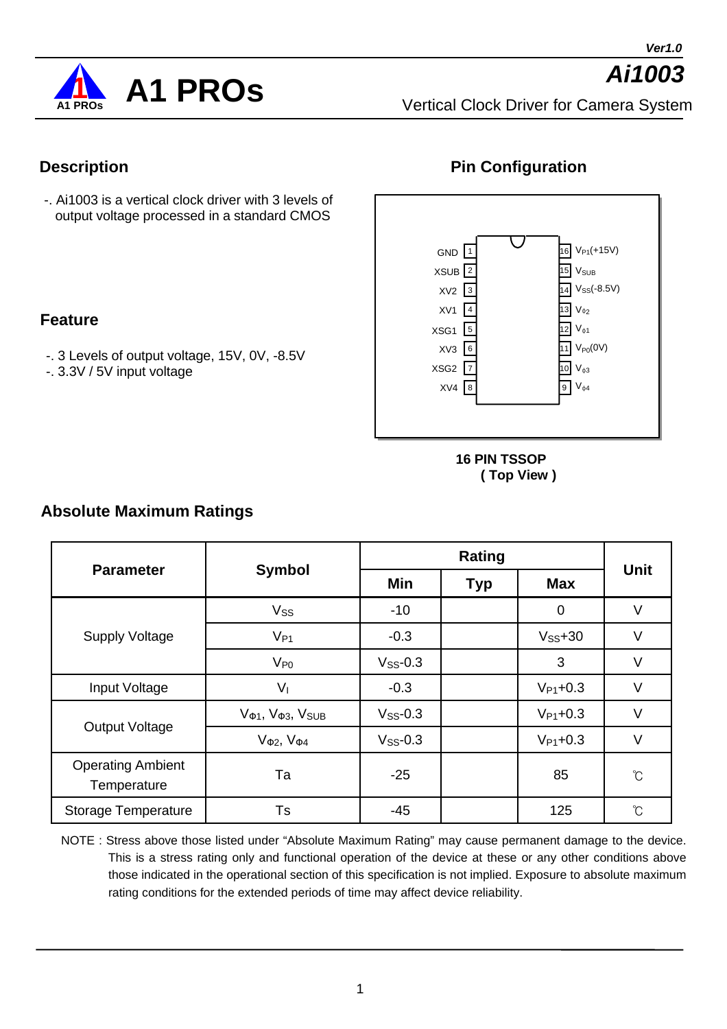Ver1.0

# Ai1003

A1 PROs

Vertical Clock Driver for Camera System

## Description

-. Ai1003 is a vertical clock driver with 3 levels of output voltage processed in a standard CMOS

## Feature

-. 3 Levels of output voltage, 15V, 0V, -8.5V
-. 3.3V / 5V input voltage

## Pin Configuration

| Pin | Name | Pin | Name |
|---|---|---|---|
| 1 | GND | 16 | $V_{P1}$(+15V) |
| 2 | XSUB | 15 | $V_{SUB}$ |
| 3 | XV2 | 14 | $V_{SS}$(-8.5V) |
| 4 | XV1 | 13 | $V_{\Phi 2}$ |
| 5 | XSG1 | 12 | $V_{\Phi 1}$ |
| 6 | XV3 | 11 | $V_{P0}$(0V) |
| 7 | XSG2 | 10 | $V_{\Phi 3}$ |
| 8 | XV4 | 9 | $V_{\Phi 4}$ |

**16 PIN TSSOP**
**( Top View )**

## Absolute Maximum Ratings

| Parameter | Symbol | Rating | | | Unit |
|---|---|---|---|---|---|
| | | Min | Typ | Max | |
| Supply Voltage | $V_{SS}$ | -10 | | 0 | V |
| | $V_{P1}$ | -0.3 | | $V_{SS}$+30 | V |
| | $V_{P0}$ | $V_{SS}$-0.3 | | 3 | V |
| Input Voltage | $V_I$ | -0.3 | | $V_{P1}$+0.3 | V |
| Output Voltage | $V_{\Phi 1}$, $V_{\Phi 3}$, $V_{SUB}$ | $V_{SS}$-0.3 | | $V_{P1}$+0.3 | V |
| | $V_{\Phi 2}$, $V_{\Phi 4}$ | $V_{SS}$-0.3 | | $V_{P1}$+0.3 | V |
| Operating Ambient Temperature | Ta | -25 | | 85 | ℃ |
| Storage Temperature | Ts | -45 | | 125 | ℃ |

NOTE : Stress above those listed under “Absolute Maximum Rating” may cause permanent damage to the device. This is a stress rating only and functional operation of the device at these or any other conditions above those indicated in the operational section of this specification is not implied. Exposure to absolute maximum rating conditions for the extended periods of time may affect device reliability.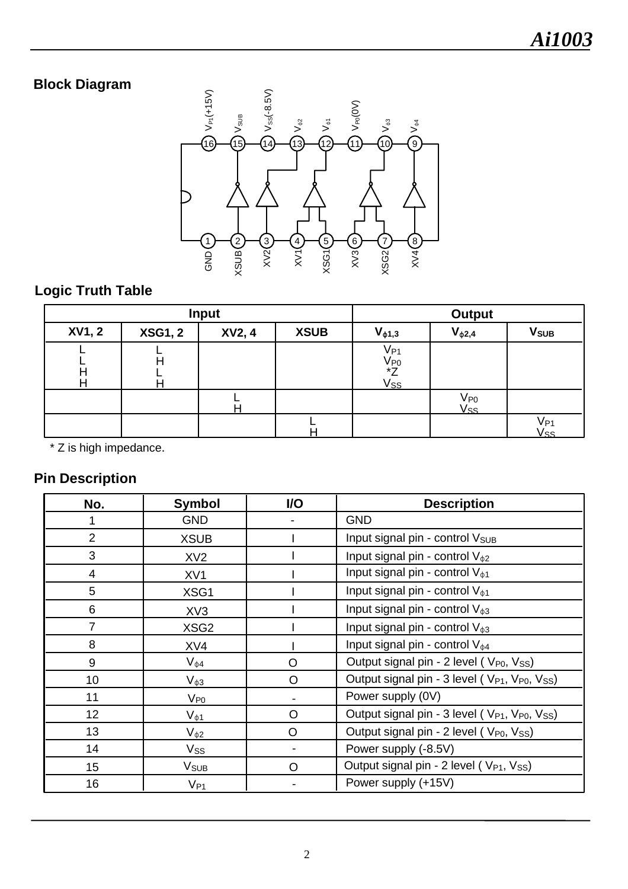## Block Diagram

Pins (top): 16 $V_{P1}$(+15V), 15 $V_{SUB}$, 14 $V_{SS}$(-8.5V), 13 $V_{\phi 2}$, 12 $V_{\phi 1}$, 11 $V_{P0}$(0V), 10 $V_{\phi 3}$, 9 $V_{\phi 4}$

Pins (bottom): 1 GND, 2 XSUB, 3 XV2, 4 XV1, 5 XSG1, 6 XV3, 7 XSG2, 8 XV4

## Logic Truth Table

| Input | | | | Output | | |
|---|---|---|---|---|---|---|
| XV1, 2 | XSG1, 2 | XV2, 4 | XSUB | $V_{\phi 1,3}$ | $V_{\phi 2,4}$ | $V_{SUB}$ |
| L<br>L<br>H<br>H | L<br>H<br>L<br>H | | | $V_{P1}$<br>$V_{P0}$<br>*Z<br>$V_{SS}$ | | |
| | | L<br>H | | | $V_{P0}$<br>$V_{SS}$ | |
| | | | L<br>H | | | $V_{P1}$<br>$V_{SS}$ |

\* Z is high impedance.

## Pin Description

| No. | Symbol | I/O | Description |
|---|---|---|---|
| 1 | GND | - | GND |
| 2 | XSUB | I | Input signal pin - control $V_{SUB}$ |
| 3 | XV2 | I | Input signal pin - control $V_{\phi 2}$ |
| 4 | XV1 | I | Input signal pin - control $V_{\phi 1}$ |
| 5 | XSG1 | I | Input signal pin - control $V_{\phi 1}$ |
| 6 | XV3 | I | Input signal pin - control $V_{\phi 3}$ |
| 7 | XSG2 | I | Input signal pin - control $V_{\phi 3}$ |
| 8 | XV4 | I | Input signal pin - control $V_{\phi 4}$ |
| 9 | $V_{\phi 4}$ | O | Output signal pin - 2 level ( $V_{P0}$, $V_{SS}$) |
| 10 | $V_{\phi 3}$ | O | Output signal pin - 3 level ( $V_{P1}$, $V_{P0}$, $V_{SS}$) |
| 11 | $V_{P0}$ | - | Power supply (0V) |
| 12 | $V_{\phi 1}$ | O | Output signal pin - 3 level ( $V_{P1}$, $V_{P0}$, $V_{SS}$) |
| 13 | $V_{\phi 2}$ | O | Output signal pin - 2 level ( $V_{P0}$, $V_{SS}$) |
| 14 | $V_{SS}$ | - | Power supply (-8.5V) |
| 15 | $V_{SUB}$ | O | Output signal pin - 2 level ( $V_{P1}$, $V_{SS}$) |
| 16 | $V_{P1}$ | - | Power supply (+15V) |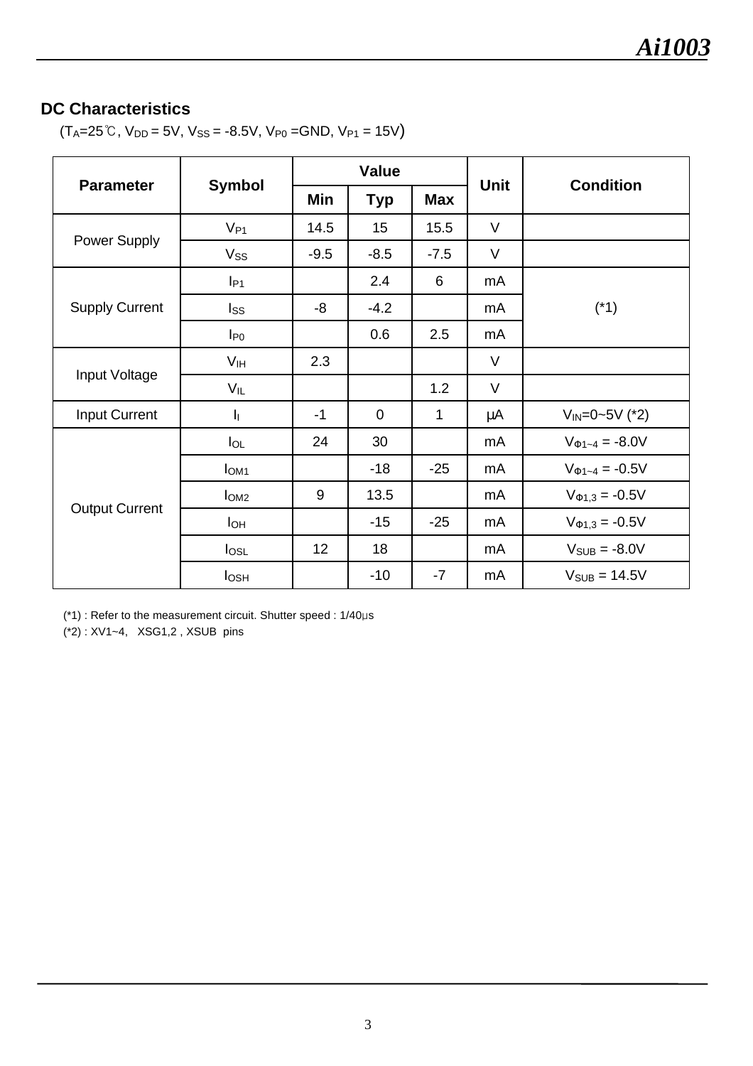## DC Characteristics

($T_A$=25℃, $V_{DD}$ = 5V, $V_{SS}$ = -8.5V, $V_{P0}$ =GND, $V_{P1}$ = 15V)

| Parameter | Symbol | Value | | | Unit | Condition |
|---|---|---|---|---|---|---|
| | | Min | Typ | Max | | |
| Power Supply | $V_{P1}$ | 14.5 | 15 | 15.5 | V | |
| | $V_{SS}$ | -9.5 | -8.5 | -7.5 | V | |
| Supply Current | $I_{P1}$ | | 2.4 | 6 | mA | (*1) |
| | $I_{SS}$ | -8 | -4.2 | | mA | |
| | $I_{P0}$ | | 0.6 | 2.5 | mA | |
| Input Voltage | $V_{IH}$ | 2.3 | | | V | |
| | $V_{IL}$ | | | 1.2 | V | |
| Input Current | $I_I$ | -1 | 0 | 1 | μA | $V_{IN}$=0~5V (*2) |
| Output Current | $I_{OL}$ | 24 | 30 | | mA | $V_{\Phi1\sim4}$ = -8.0V |
| | $I_{OM1}$ | | -18 | -25 | mA | $V_{\Phi1\sim4}$ = -0.5V |
| | $I_{OM2}$ | 9 | 13.5 | | mA | $V_{\Phi1,3}$ = -0.5V |
| | $I_{OH}$ | | -15 | -25 | mA | $V_{\Phi1,3}$ = -0.5V |
| | $I_{OSL}$ | 12 | 18 | | mA | $V_{SUB}$ = -8.0V |
| | $I_{OSH}$ | | -10 | -7 | mA | $V_{SUB}$ = 14.5V |

(*1) : Refer to the measurement circuit. Shutter speed : 1/40μs

(*2) : XV1~4, XSG1,2 , XSUB pins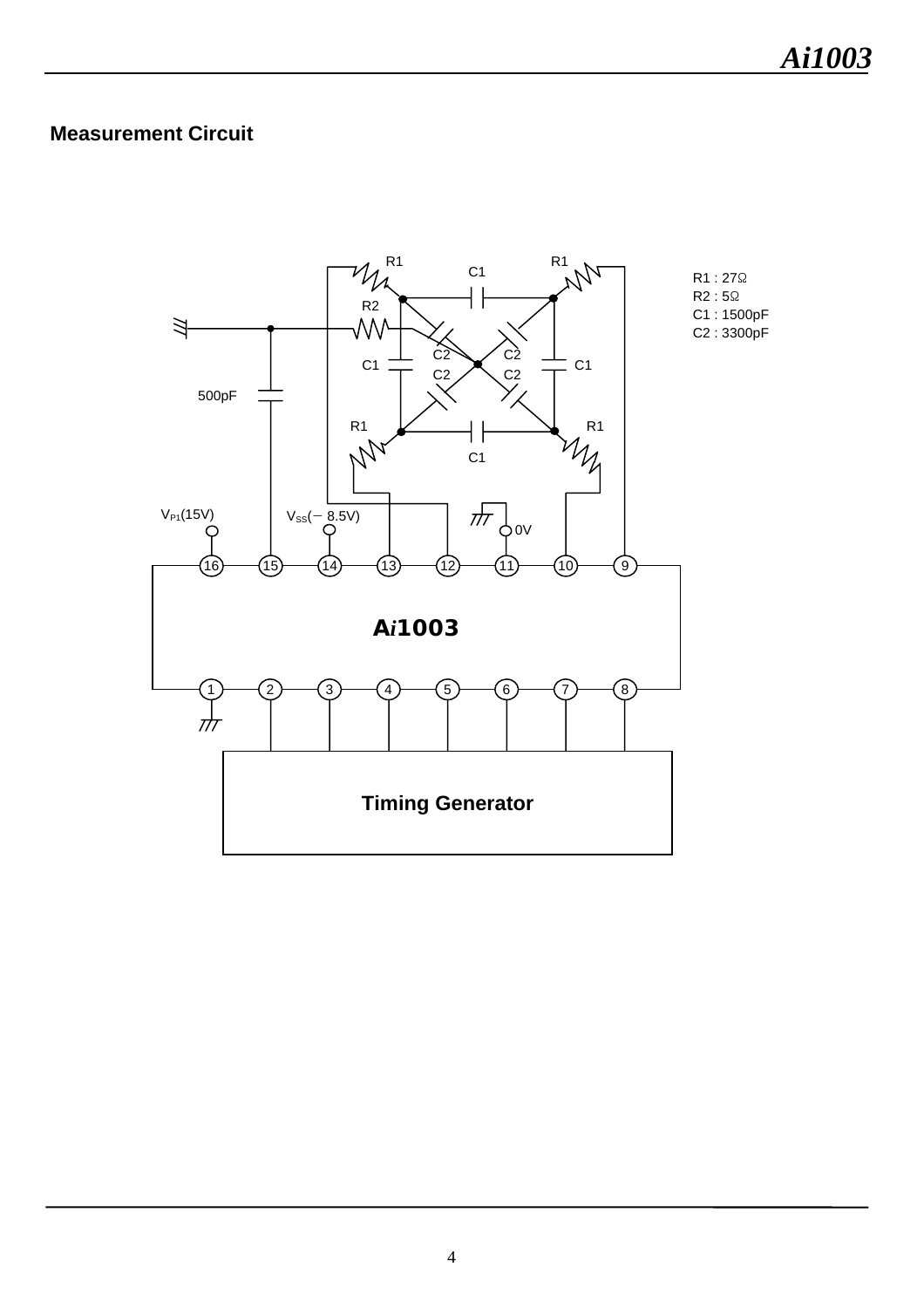## Measurement Circuit

R1 : 27Ω
R2 : 5Ω
C1 : 1500pF
C2 : 3300pF

$V_{P1}$(15V)

$V_{SS}$(− 8.5V)

0V

500pF

**A*i*1003**

**Timing Generator**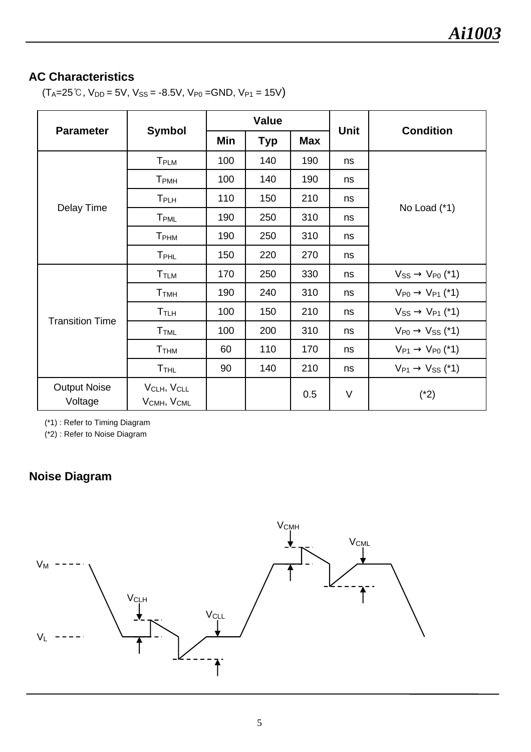## AC Characteristics

($T_A$=25℃, $V_{DD}$ = 5V, $V_{SS}$ = -8.5V, $V_{P0}$ =GND, $V_{P1}$ = 15V)

| Parameter | Symbol | Value | | | Unit | Condition |
|---|---|---|---|---|---|---|
| | | Min | Typ | Max | | |
| Delay Time | $T_{PLM}$ | 100 | 140 | 190 | ns | No Load (*1) |
| | $T_{PMH}$ | 100 | 140 | 190 | ns | |
| | $T_{PLH}$ | 110 | 150 | 210 | ns | |
| | $T_{PML}$ | 190 | 250 | 310 | ns | |
| | $T_{PHM}$ | 190 | 250 | 310 | ns | |
| | $T_{PHL}$ | 150 | 220 | 270 | ns | |
| Transition Time | $T_{TLM}$ | 170 | 250 | 330 | ns | $V_{SS} \rightarrow V_{P0}$ (*1) |
| | $T_{TMH}$ | 190 | 240 | 310 | ns | $V_{P0} \rightarrow V_{P1}$ (*1) |
| | $T_{TLH}$ | 100 | 150 | 210 | ns | $V_{SS} \rightarrow V_{P1}$ (*1) |
| | $T_{TML}$ | 100 | 200 | 310 | ns | $V_{P0} \rightarrow V_{SS}$ (*1) |
| | $T_{THM}$ | 60 | 110 | 170 | ns | $V_{P1} \rightarrow V_{P0}$ (*1) |
| | $T_{THL}$ | 90 | 140 | 210 | ns | $V_{P1} \rightarrow V_{SS}$ (*1) |
| Output Noise Voltage | $V_{CLH}$, $V_{CLL}$ $V_{CMH}$, $V_{CML}$ | | | 0.5 | V | (*2) |

(*1) : Refer to Timing Diagram

(*2) : Refer to Noise Diagram

## Noise Diagram

$V_{CMH}$ $V_{CML}$ $V_M$ $V_{CLH}$ $V_{CLL}$ $V_L$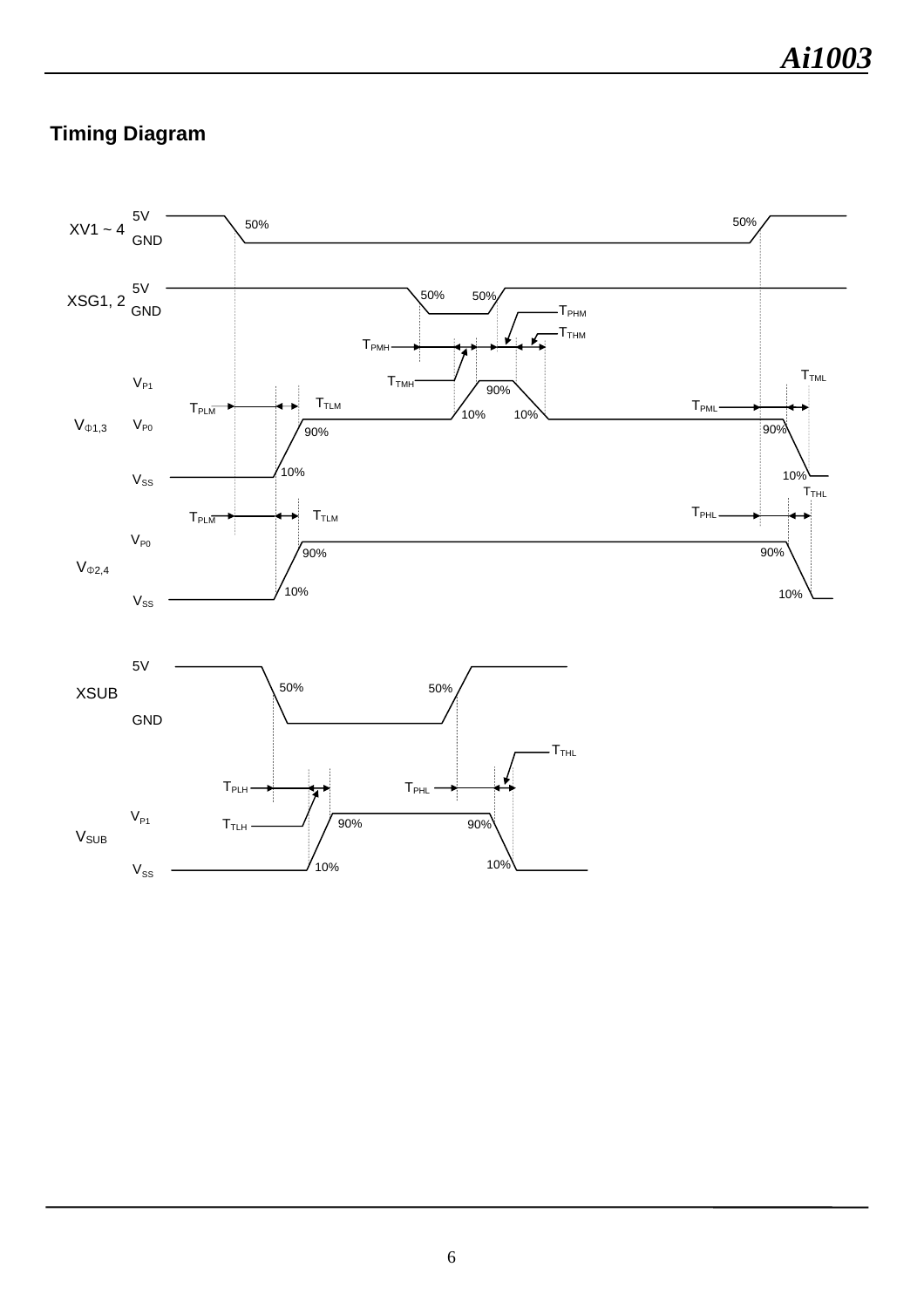## Timing Diagram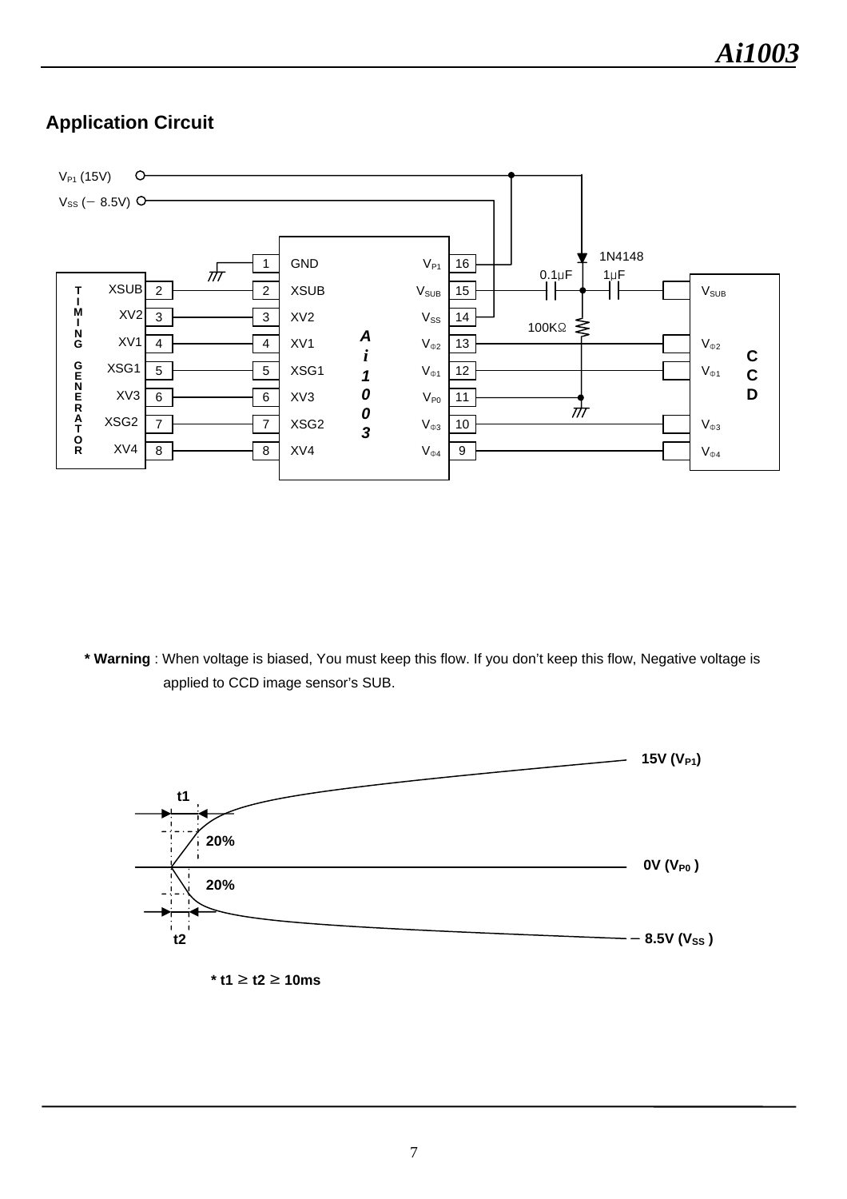## Application Circuit

$V_{P1}$ (15V)

$V_{SS}$ (− 8.5V)

| TIMING GENERATOR | Pin | Ai1003 Pin | Ai1003 Left | Ai1003 Right | Ai1003 Pin | CCD |
|---|---|---|---|---|---|---|
| | | 1 | GND | $V_{P1}$ | 16 | |
| XSUB | 2 | 2 | XSUB | $V_{SUB}$ | 15 | $V_{SUB}$ |
| XV2 | 3 | 3 | XV2 | $V_{SS}$ | 14 | |
| XV1 | 4 | 4 | XV1 | $V_{\Phi 2}$ | 13 | $V_{\Phi 2}$ |
| XSG1 | 5 | 5 | XSG1 | $V_{\Phi 1}$ | 12 | $V_{\Phi 1}$ |
| XV3 | 6 | 6 | XV3 | $V_{P0}$ | 11 | |
| XSG2 | 7 | 7 | XSG2 | $V_{\Phi 3}$ | 10 | $V_{\Phi 3}$ |
| XV4 | 8 | 8 | XV4 | $V_{\Phi 4}$ | 9 | $V_{\Phi 4}$ |

Components: 1N4148, 0.1μF, 1μF, 100KΩ

**\* Warning** : When voltage is biased, You must keep this flow. If you don't keep this flow, Negative voltage is applied to CCD image sensor's SUB.

**15V ($V_{P1}$)**

**0V ($V_{P0}$)**

**− 8.5V ($V_{SS}$)**

**t1** **20%** **20%** **t2**

**\* t1 ≥ t2 ≥ 10ms**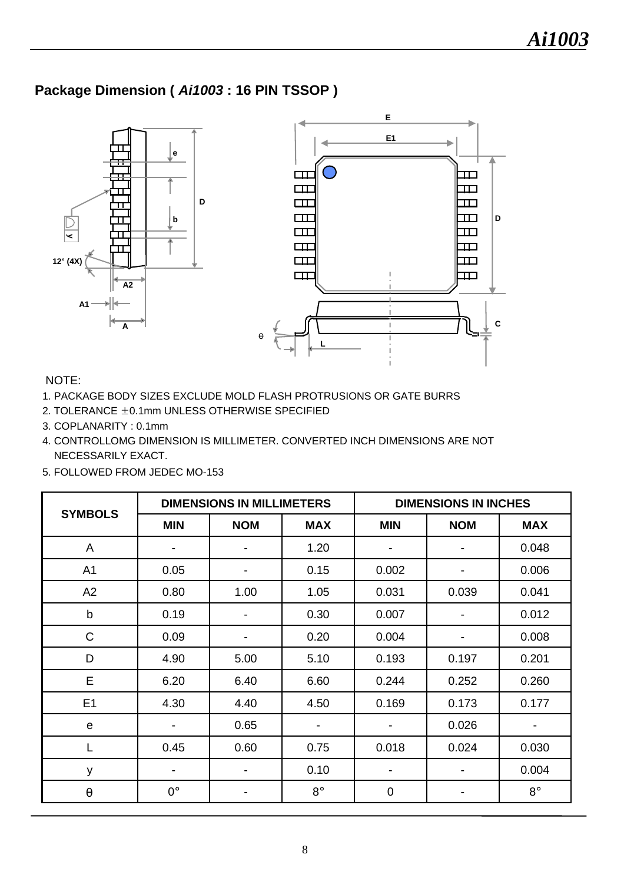## Package Dimension ( *Ai1003* : 16 PIN TSSOP )

e
D
b
y
12° (4X)
A2
A1
A
E
E1
D
C
θ
L

NOTE:

1. PACKAGE BODY SIZES EXCLUDE MOLD FLASH PROTRUSIONS OR GATE BURRS
2. TOLERANCE ±0.1mm UNLESS OTHERWISE SPECIFIED
3. COPLANARITY : 0.1mm
4. CONTROLLOMG DIMENSION IS MILLIMETER. CONVERTED INCH DIMENSIONS ARE NOT NECESSARILY EXACT.
5. FOLLOWED FROM JEDEC MO-153

| SYMBOLS | DIMENSIONS IN MILLIMETERS | | | DIMENSIONS IN INCHES | | |
|---|---|---|---|---|---|---|
| | MIN | NOM | MAX | MIN | NOM | MAX |
| A | - | - | 1.20 | - | - | 0.048 |
| A1 | 0.05 | - | 0.15 | 0.002 | - | 0.006 |
| A2 | 0.80 | 1.00 | 1.05 | 0.031 | 0.039 | 0.041 |
| b | 0.19 | - | 0.30 | 0.007 | - | 0.012 |
| C | 0.09 | - | 0.20 | 0.004 | - | 0.008 |
| D | 4.90 | 5.00 | 5.10 | 0.193 | 0.197 | 0.201 |
| E | 6.20 | 6.40 | 6.60 | 0.244 | 0.252 | 0.260 |
| E1 | 4.30 | 4.40 | 4.50 | 0.169 | 0.173 | 0.177 |
| e | - | 0.65 | - | - | 0.026 | - |
| L | 0.45 | 0.60 | 0.75 | 0.018 | 0.024 | 0.030 |
| y | - | - | 0.10 | - | - | 0.004 |
| θ | 0° | - | 8° | 0 | - | 8° |